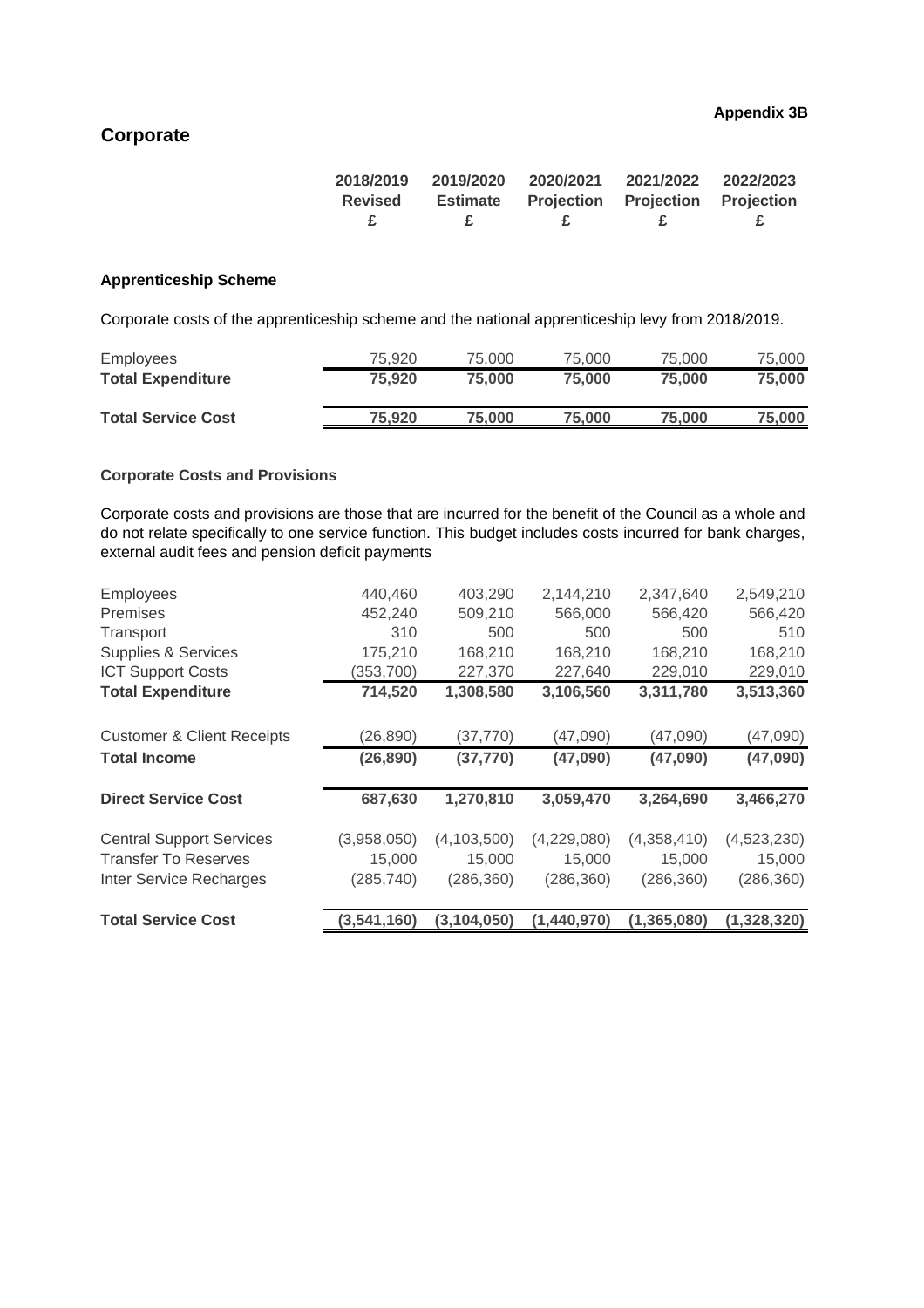**Appendix 3B**

## Corporate

| | 2018/2019 Revised £ | 2019/2020 Estimate £ | 2020/2021 Projection £ | 2021/2022 Projection £ | 2022/2023 Projection £ |
|---|---|---|---|---|---|

### Apprenticeship Scheme

Corporate costs of the apprenticeship scheme and the national apprenticeship levy from 2018/2019.

| | 2018/2019 Revised £ | 2019/2020 Estimate £ | 2020/2021 Projection £ | 2021/2022 Projection £ | 2022/2023 Projection £ |
|---|---|---|---|---|---|
| Employees | 75,920 | 75,000 | 75,000 | 75,000 | 75,000 |
| **Total Expenditure** | **75,920** | **75,000** | **75,000** | **75,000** | **75,000** |
| **Total Service Cost** | **75,920** | **75,000** | **75,000** | **75,000** | **75,000** |

### Corporate Costs and Provisions

Corporate costs and provisions are those that are incurred for the benefit of the Council as a whole and do not relate specifically to one service function. This budget includes costs incurred for bank charges, external audit fees and pension deficit payments

| | 2018/2019 Revised £ | 2019/2020 Estimate £ | 2020/2021 Projection £ | 2021/2022 Projection £ | 2022/2023 Projection £ |
|---|---|---|---|---|---|
| Employees | 440,460 | 403,290 | 2,144,210 | 2,347,640 | 2,549,210 |
| Premises | 452,240 | 509,210 | 566,000 | 566,420 | 566,420 |
| Transport | 310 | 500 | 500 | 500 | 510 |
| Supplies & Services | 175,210 | 168,210 | 168,210 | 168,210 | 168,210 |
| ICT Support Costs | (353,700) | 227,370 | 227,640 | 229,010 | 229,010 |
| **Total Expenditure** | **714,520** | **1,308,580** | **3,106,560** | **3,311,780** | **3,513,360** |
| Customer & Client Receipts | (26,890) | (37,770) | (47,090) | (47,090) | (47,090) |
| **Total Income** | **(26,890)** | **(37,770)** | **(47,090)** | **(47,090)** | **(47,090)** |
| **Direct Service Cost** | **687,630** | **1,270,810** | **3,059,470** | **3,264,690** | **3,466,270** |
| Central Support Services | (3,958,050) | (4,103,500) | (4,229,080) | (4,358,410) | (4,523,230) |
| Transfer To Reserves | 15,000 | 15,000 | 15,000 | 15,000 | 15,000 |
| Inter Service Recharges | (285,740) | (286,360) | (286,360) | (286,360) | (286,360) |
| **Total Service Cost** | **(3,541,160)** | **(3,104,050)** | **(1,440,970)** | **(1,365,080)** | **(1,328,320)** |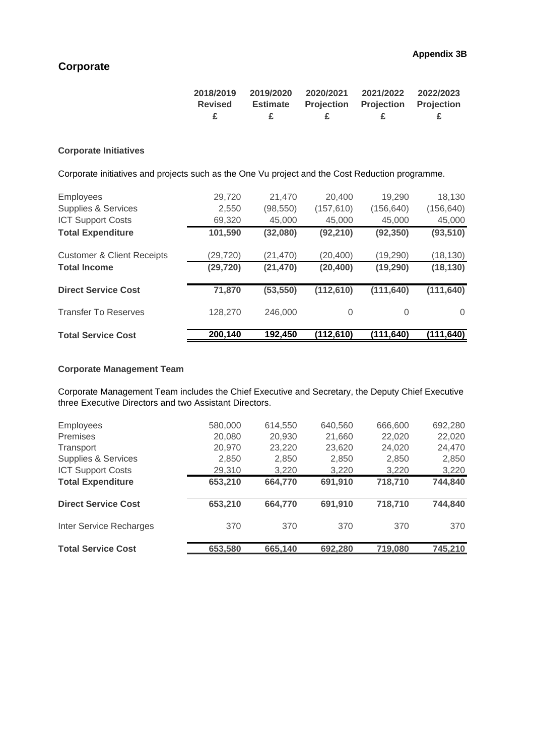**Appendix 3B**

# Corporate

## Corporate Initiatives

Corporate initiatives and projects such as the One Vu project and the Cost Reduction programme.

| | 2018/2019 Revised £ | 2019/2020 Estimate £ | 2020/2021 Projection £ | 2021/2022 Projection £ | 2022/2023 Projection £ |
|---|---|---|---|---|---|
| Employees | 29,720 | 21,470 | 20,400 | 19,290 | 18,130 |
| Supplies & Services | 2,550 | (98,550) | (157,610) | (156,640) | (156,640) |
| ICT Support Costs | 69,320 | 45,000 | 45,000 | 45,000 | 45,000 |
| **Total Expenditure** | **101,590** | **(32,080)** | **(92,210)** | **(92,350)** | **(93,510)** |
| Customer & Client Receipts | (29,720) | (21,470) | (20,400) | (19,290) | (18,130) |
| **Total Income** | **(29,720)** | **(21,470)** | **(20,400)** | **(19,290)** | **(18,130)** |
| **Direct Service Cost** | **71,870** | **(53,550)** | **(112,610)** | **(111,640)** | **(111,640)** |
| Transfer To Reserves | 128,270 | 246,000 | 0 | 0 | 0 |
| **Total Service Cost** | **200,140** | **192,450** | **(112,610)** | **(111,640)** | **(111,640)** |

## Corporate Management Team

Corporate Management Team includes the Chief Executive and Secretary, the Deputy Chief Executive three Executive Directors and two Assistant Directors.

| | 2018/2019 Revised £ | 2019/2020 Estimate £ | 2020/2021 Projection £ | 2021/2022 Projection £ | 2022/2023 Projection £ |
|---|---|---|---|---|---|
| Employees | 580,000 | 614,550 | 640,560 | 666,600 | 692,280 |
| Premises | 20,080 | 20,930 | 21,660 | 22,020 | 22,020 |
| Transport | 20,970 | 23,220 | 23,620 | 24,020 | 24,470 |
| Supplies & Services | 2,850 | 2,850 | 2,850 | 2,850 | 2,850 |
| ICT Support Costs | 29,310 | 3,220 | 3,220 | 3,220 | 3,220 |
| **Total Expenditure** | **653,210** | **664,770** | **691,910** | **718,710** | **744,840** |
| **Direct Service Cost** | **653,210** | **664,770** | **691,910** | **718,710** | **744,840** |
| Inter Service Recharges | 370 | 370 | 370 | 370 | 370 |
| **Total Service Cost** | **653,580** | **665,140** | **692,280** | **719,080** | **745,210** |